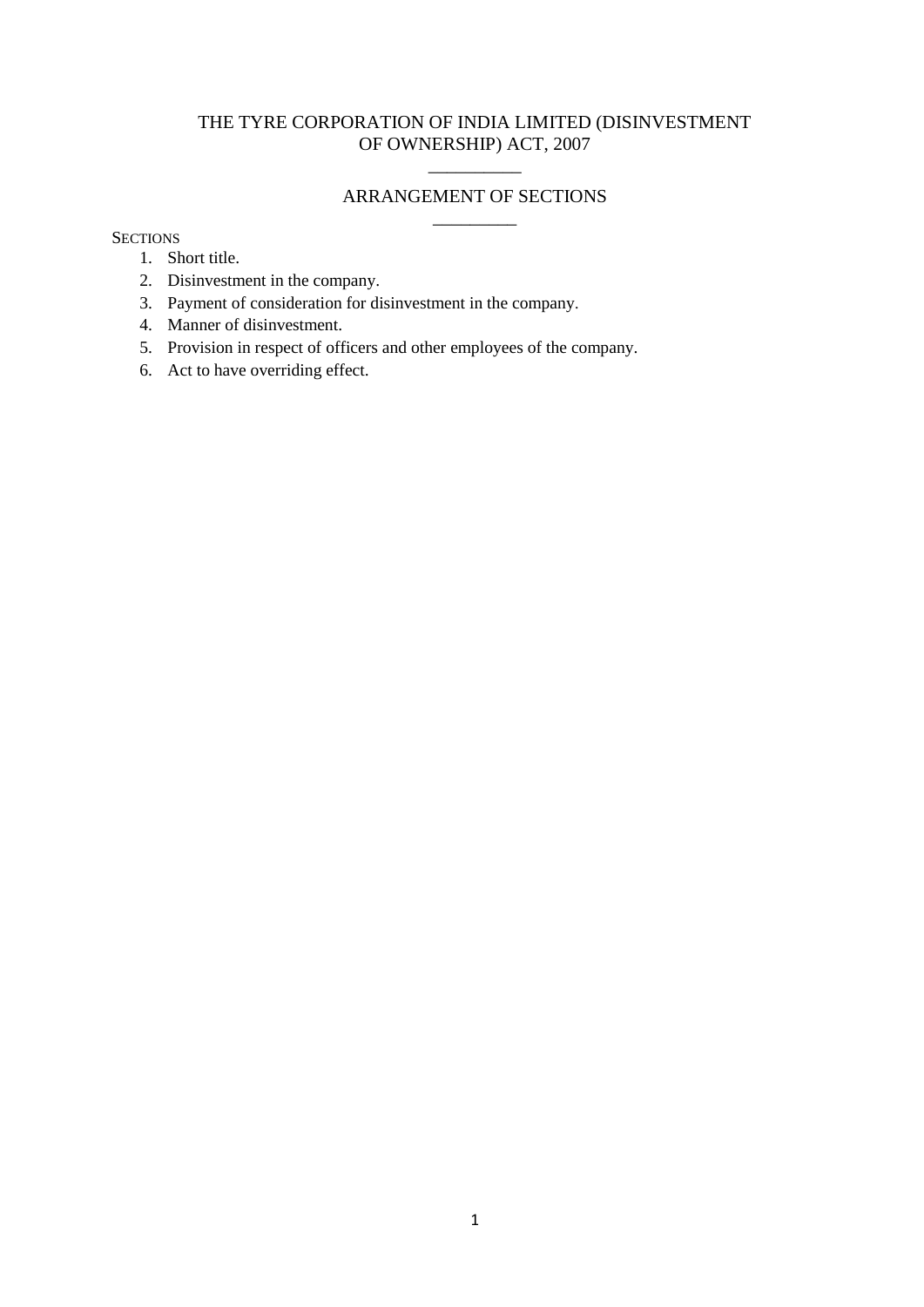# THE TYRE CORPORATION OF INDIA LIMITED (DISINVESTMENT OF OWNERSHIP) ACT, 2007

## ARRANGEMENT OF SECTIONS

SECTIONS

1. Short title.
2. Disinvestment in the company.
3. Payment of consideration for disinvestment in the company.
4. Manner of disinvestment.
5. Provision in respect of officers and other employees of the company.
6. Act to have overriding effect.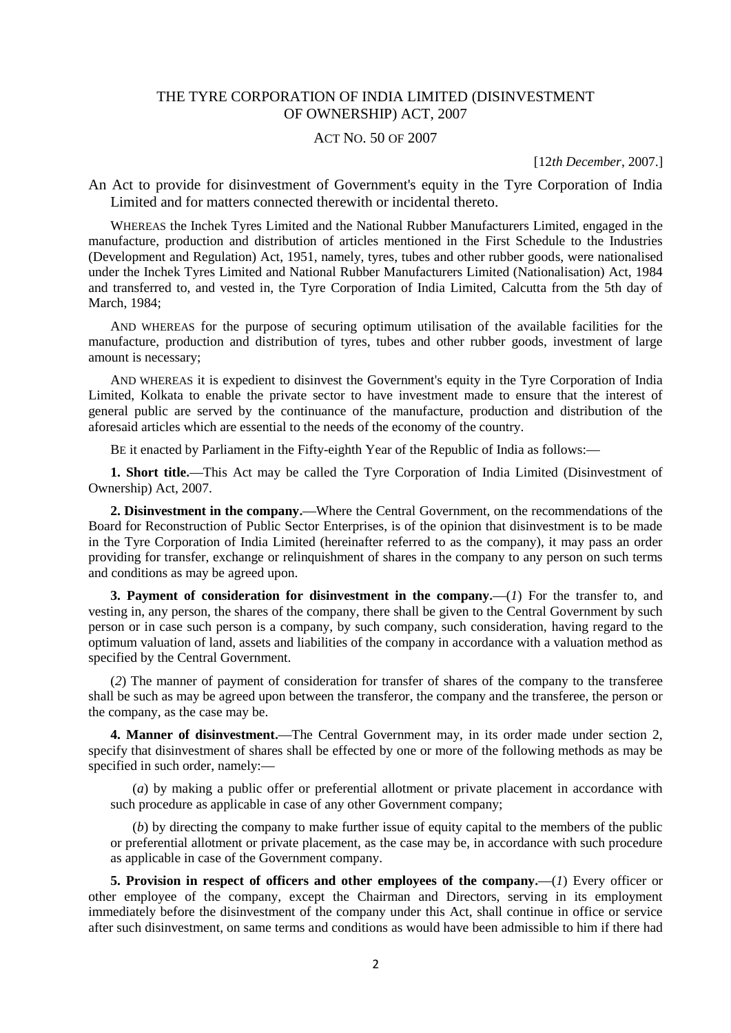# THE TYRE CORPORATION OF INDIA LIMITED (DISINVESTMENT OF OWNERSHIP) ACT, 2007

## ACT NO. 50 OF 2007

[12*th December*, 2007.]

An Act to provide for disinvestment of Government's equity in the Tyre Corporation of India Limited and for matters connected therewith or incidental thereto.

WHEREAS the Inchek Tyres Limited and the National Rubber Manufacturers Limited, engaged in the manufacture, production and distribution of articles mentioned in the First Schedule to the Industries (Development and Regulation) Act, 1951, namely, tyres, tubes and other rubber goods, were nationalised under the Inchek Tyres Limited and National Rubber Manufacturers Limited (Nationalisation) Act, 1984 and transferred to, and vested in, the Tyre Corporation of India Limited, Calcutta from the 5th day of March, 1984;

AND WHEREAS for the purpose of securing optimum utilisation of the available facilities for the manufacture, production and distribution of tyres, tubes and other rubber goods, investment of large amount is necessary;

AND WHEREAS it is expedient to disinvest the Government's equity in the Tyre Corporation of India Limited, Kolkata to enable the private sector to have investment made to ensure that the interest of general public are served by the continuance of the manufacture, production and distribution of the aforesaid articles which are essential to the needs of the economy of the country.

BE it enacted by Parliament in the Fifty-eighth Year of the Republic of India as follows:—

**1. Short title.**—This Act may be called the Tyre Corporation of India Limited (Disinvestment of Ownership) Act, 2007.

**2. Disinvestment in the company.**—Where the Central Government, on the recommendations of the Board for Reconstruction of Public Sector Enterprises, is of the opinion that disinvestment is to be made in the Tyre Corporation of India Limited (hereinafter referred to as the company), it may pass an order providing for transfer, exchange or relinquishment of shares in the company to any person on such terms and conditions as may be agreed upon.

**3. Payment of consideration for disinvestment in the company.**—(*1*) For the transfer to, and vesting in, any person, the shares of the company, there shall be given to the Central Government by such person or in case such person is a company, by such company, such consideration, having regard to the optimum valuation of land, assets and liabilities of the company in accordance with a valuation method as specified by the Central Government.

(*2*) The manner of payment of consideration for transfer of shares of the company to the transferee shall be such as may be agreed upon between the transferor, the company and the transferee, the person or the company, as the case may be.

**4. Manner of disinvestment.**—The Central Government may, in its order made under section 2, specify that disinvestment of shares shall be effected by one or more of the following methods as may be specified in such order, namely:—

(*a*) by making a public offer or preferential allotment or private placement in accordance with such procedure as applicable in case of any other Government company;

(*b*) by directing the company to make further issue of equity capital to the members of the public or preferential allotment or private placement, as the case may be, in accordance with such procedure as applicable in case of the Government company.

**5. Provision in respect of officers and other employees of the company.**—(*1*) Every officer or other employee of the company, except the Chairman and Directors, serving in its employment immediately before the disinvestment of the company under this Act, shall continue in office or service after such disinvestment, on same terms and conditions as would have been admissible to him if there had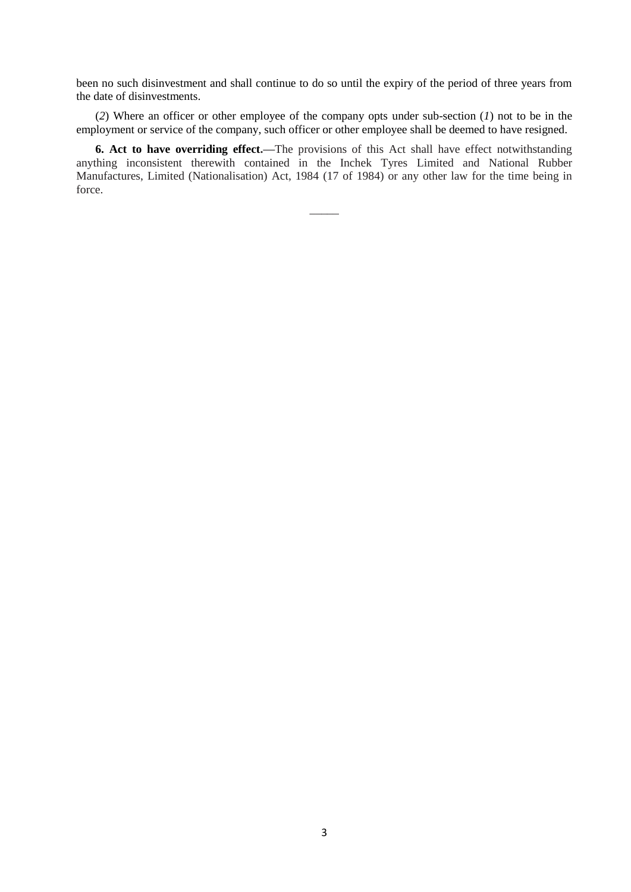been no such disinvestment and shall continue to do so until the expiry of the period of three years from the date of disinvestments.

(*2*) Where an officer or other employee of the company opts under sub-section (*1*) not to be in the employment or service of the company, such officer or other employee shall be deemed to have resigned.

**6. Act to have overriding effect.**—The provisions of this Act shall have effect notwithstanding anything inconsistent therewith contained in the Inchek Tyres Limited and National Rubber Manufactures, Limited (Nationalisation) Act, 1984 (17 of 1984) or any other law for the time being in force.

_____